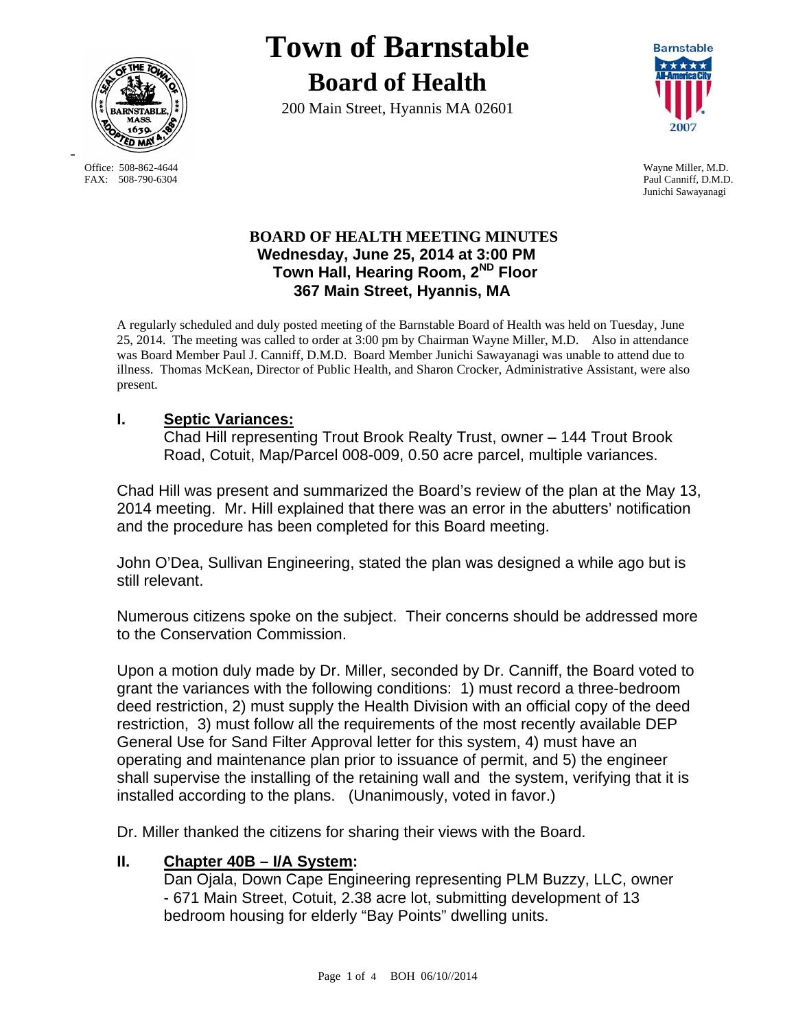# Town of Barnstable

## Board of Health

200 Main Street, Hyannis MA 02601

Office: 508-862-4644
FAX: 508-790-6304

Wayne Miller, M.D.
Paul Canniff, D.M.D.
Junichi Sawayanagi

### BOARD OF HEALTH MEETING MINUTES
**Wednesday, June 25, 2014 at 3:00 PM**
**Town Hall, Hearing Room, 2ND Floor**
**367 Main Street, Hyannis, MA**

A regularly scheduled and duly posted meeting of the Barnstable Board of Health was held on Tuesday, June 25, 2014. The meeting was called to order at 3:00 pm by Chairman Wayne Miller, M.D. Also in attendance was Board Member Paul J. Canniff, D.M.D. Board Member Junichi Sawayanagi was unable to attend due to illness. Thomas McKean, Director of Public Health, and Sharon Crocker, Administrative Assistant, were also present.

## I. Septic Variances:

Chad Hill representing Trout Brook Realty Trust, owner – 144 Trout Brook Road, Cotuit, Map/Parcel 008-009, 0.50 acre parcel, multiple variances.

Chad Hill was present and summarized the Board's review of the plan at the May 13, 2014 meeting. Mr. Hill explained that there was an error in the abutters' notification and the procedure has been completed for this Board meeting.

John O'Dea, Sullivan Engineering, stated the plan was designed a while ago but is still relevant.

Numerous citizens spoke on the subject. Their concerns should be addressed more to the Conservation Commission.

Upon a motion duly made by Dr. Miller, seconded by Dr. Canniff, the Board voted to grant the variances with the following conditions: 1) must record a three-bedroom deed restriction, 2) must supply the Health Division with an official copy of the deed restriction, 3) must follow all the requirements of the most recently available DEP General Use for Sand Filter Approval letter for this system, 4) must have an operating and maintenance plan prior to issuance of permit, and 5) the engineer shall supervise the installing of the retaining wall and the system, verifying that it is installed according to the plans. (Unanimously, voted in favor.)

Dr. Miller thanked the citizens for sharing their views with the Board.

## II. Chapter 40B – I/A System:

Dan Ojala, Down Cape Engineering representing PLM Buzzy, LLC, owner - 671 Main Street, Cotuit, 2.38 acre lot, submitting development of 13 bedroom housing for elderly "Bay Points" dwelling units.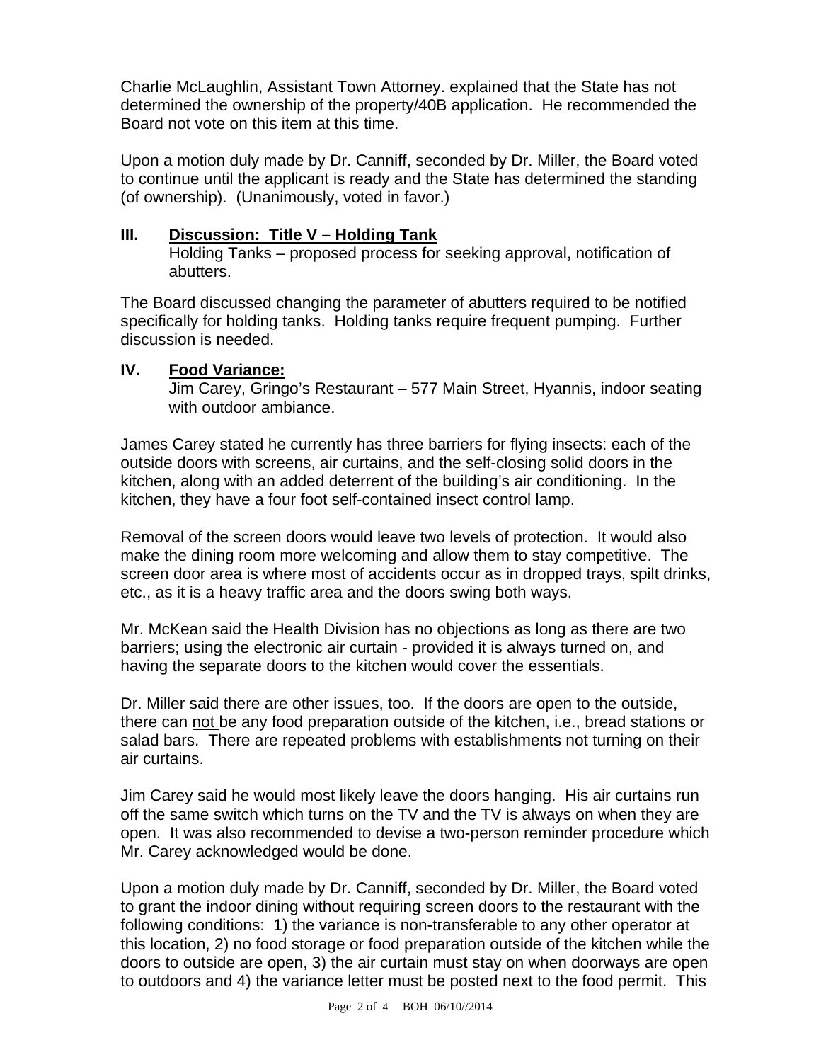Charlie McLaughlin, Assistant Town Attorney. explained that the State has not determined the ownership of the property/40B application. He recommended the Board not vote on this item at this time.

Upon a motion duly made by Dr. Canniff, seconded by Dr. Miller, the Board voted to continue until the applicant is ready and the State has determined the standing (of ownership). (Unanimously, voted in favor.)

## III. Discussion: Title V – Holding Tank

Holding Tanks – proposed process for seeking approval, notification of abutters.

The Board discussed changing the parameter of abutters required to be notified specifically for holding tanks. Holding tanks require frequent pumping. Further discussion is needed.

## IV. Food Variance:

Jim Carey, Gringo's Restaurant – 577 Main Street, Hyannis, indoor seating with outdoor ambiance.

James Carey stated he currently has three barriers for flying insects: each of the outside doors with screens, air curtains, and the self-closing solid doors in the kitchen, along with an added deterrent of the building's air conditioning. In the kitchen, they have a four foot self-contained insect control lamp.

Removal of the screen doors would leave two levels of protection. It would also make the dining room more welcoming and allow them to stay competitive. The screen door area is where most of accidents occur as in dropped trays, spilt drinks, etc., as it is a heavy traffic area and the doors swing both ways.

Mr. McKean said the Health Division has no objections as long as there are two barriers; using the electronic air curtain - provided it is always turned on, and having the separate doors to the kitchen would cover the essentials.

Dr. Miller said there are other issues, too. If the doors are open to the outside, there can not be any food preparation outside of the kitchen, i.e., bread stations or salad bars. There are repeated problems with establishments not turning on their air curtains.

Jim Carey said he would most likely leave the doors hanging. His air curtains run off the same switch which turns on the TV and the TV is always on when they are open. It was also recommended to devise a two-person reminder procedure which Mr. Carey acknowledged would be done.

Upon a motion duly made by Dr. Canniff, seconded by Dr. Miller, the Board voted to grant the indoor dining without requiring screen doors to the restaurant with the following conditions: 1) the variance is non-transferable to any other operator at this location, 2) no food storage or food preparation outside of the kitchen while the doors to outside are open, 3) the air curtain must stay on when doorways are open to outdoors and 4) the variance letter must be posted next to the food permit. This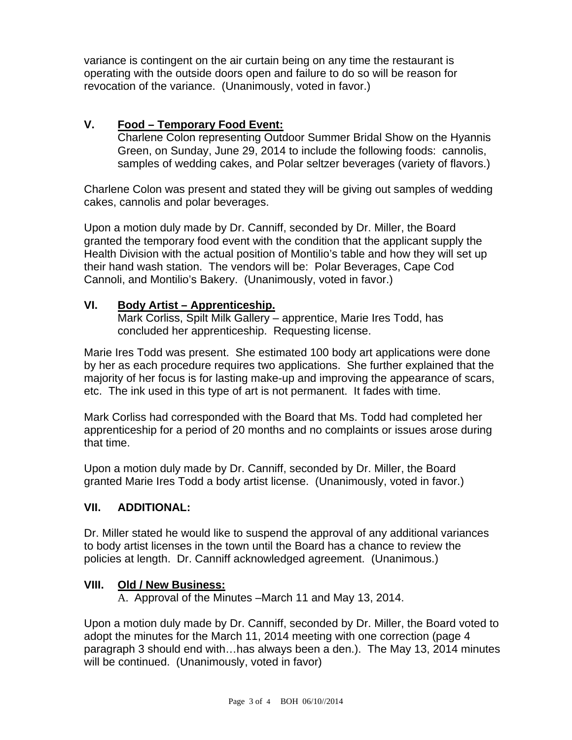variance is contingent on the air curtain being on any time the restaurant is operating with the outside doors open and failure to do so will be reason for revocation of the variance. (Unanimously, voted in favor.)

## V. Food – Temporary Food Event:

Charlene Colon representing Outdoor Summer Bridal Show on the Hyannis Green, on Sunday, June 29, 2014 to include the following foods: cannolis, samples of wedding cakes, and Polar seltzer beverages (variety of flavors.)

Charlene Colon was present and stated they will be giving out samples of wedding cakes, cannolis and polar beverages.

Upon a motion duly made by Dr. Canniff, seconded by Dr. Miller, the Board granted the temporary food event with the condition that the applicant supply the Health Division with the actual position of Montilio's table and how they will set up their hand wash station. The vendors will be: Polar Beverages, Cape Cod Cannoli, and Montilio's Bakery. (Unanimously, voted in favor.)

## VI. Body Artist – Apprenticeship.

Mark Corliss, Spilt Milk Gallery – apprentice, Marie Ires Todd, has concluded her apprenticeship. Requesting license.

Marie Ires Todd was present. She estimated 100 body art applications were done by her as each procedure requires two applications. She further explained that the majority of her focus is for lasting make-up and improving the appearance of scars, etc. The ink used in this type of art is not permanent. It fades with time.

Mark Corliss had corresponded with the Board that Ms. Todd had completed her apprenticeship for a period of 20 months and no complaints or issues arose during that time.

Upon a motion duly made by Dr. Canniff, seconded by Dr. Miller, the Board granted Marie Ires Todd a body artist license. (Unanimously, voted in favor.)

## VII. ADDITIONAL:

Dr. Miller stated he would like to suspend the approval of any additional variances to body artist licenses in the town until the Board has a chance to review the policies at length. Dr. Canniff acknowledged agreement. (Unanimous.)

## VIII. Old / New Business:

A. Approval of the Minutes –March 11 and May 13, 2014.

Upon a motion duly made by Dr. Canniff, seconded by Dr. Miller, the Board voted to adopt the minutes for the March 11, 2014 meeting with one correction (page 4 paragraph 3 should end with…has always been a den.). The May 13, 2014 minutes will be continued. (Unanimously, voted in favor)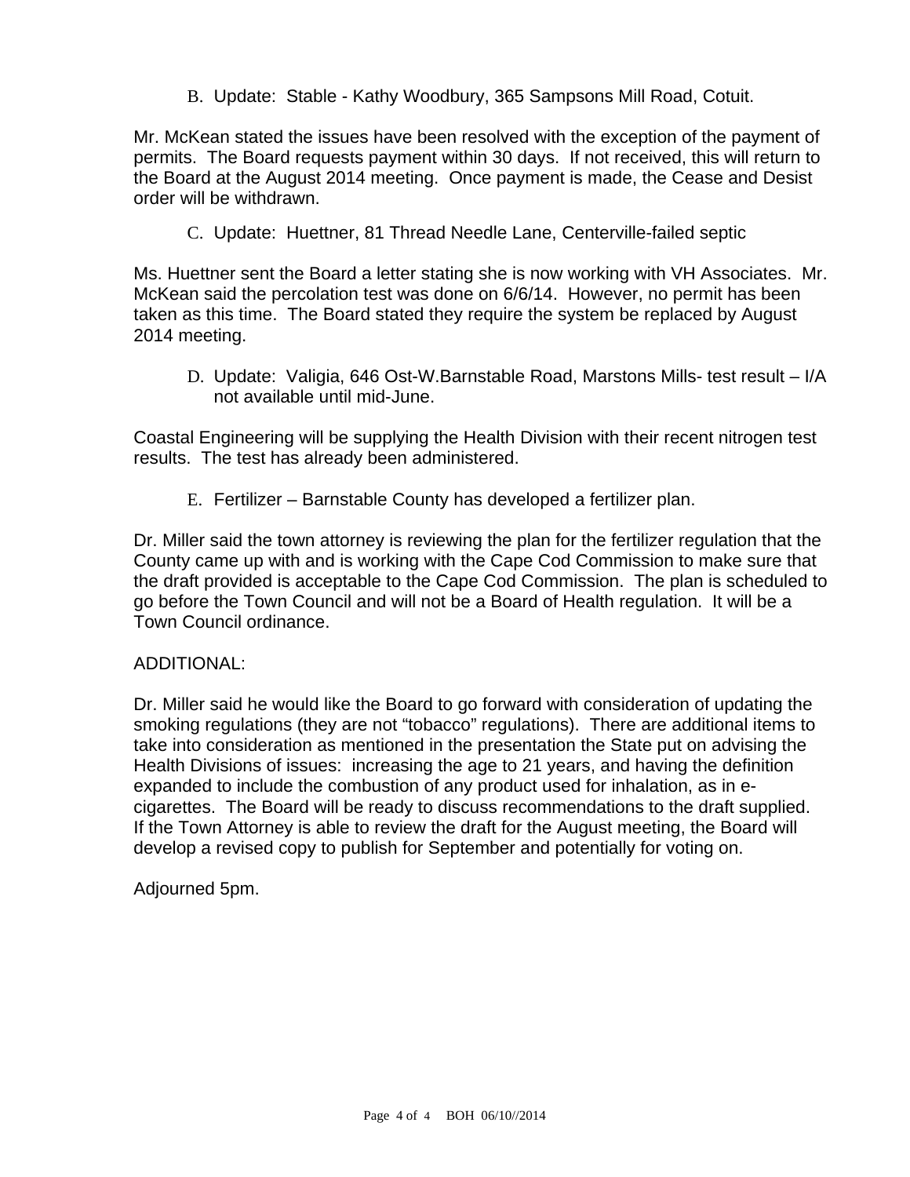B. Update: Stable - Kathy Woodbury, 365 Sampsons Mill Road, Cotuit.

Mr. McKean stated the issues have been resolved with the exception of the payment of permits. The Board requests payment within 30 days. If not received, this will return to the Board at the August 2014 meeting. Once payment is made, the Cease and Desist order will be withdrawn.

C. Update: Huettner, 81 Thread Needle Lane, Centerville-failed septic

Ms. Huettner sent the Board a letter stating she is now working with VH Associates. Mr. McKean said the percolation test was done on 6/6/14. However, no permit has been taken as this time. The Board stated they require the system be replaced by August 2014 meeting.

D. Update: Valigia, 646 Ost-W.Barnstable Road, Marstons Mills- test result – I/A not available until mid-June.

Coastal Engineering will be supplying the Health Division with their recent nitrogen test results. The test has already been administered.

E. Fertilizer – Barnstable County has developed a fertilizer plan.

Dr. Miller said the town attorney is reviewing the plan for the fertilizer regulation that the County came up with and is working with the Cape Cod Commission to make sure that the draft provided is acceptable to the Cape Cod Commission. The plan is scheduled to go before the Town Council and will not be a Board of Health regulation. It will be a Town Council ordinance.

ADDITIONAL:

Dr. Miller said he would like the Board to go forward with consideration of updating the smoking regulations (they are not "tobacco" regulations). There are additional items to take into consideration as mentioned in the presentation the State put on advising the Health Divisions of issues: increasing the age to 21 years, and having the definition expanded to include the combustion of any product used for inhalation, as in e-cigarettes. The Board will be ready to discuss recommendations to the draft supplied. If the Town Attorney is able to review the draft for the August meeting, the Board will develop a revised copy to publish for September and potentially for voting on.

Adjourned 5pm.